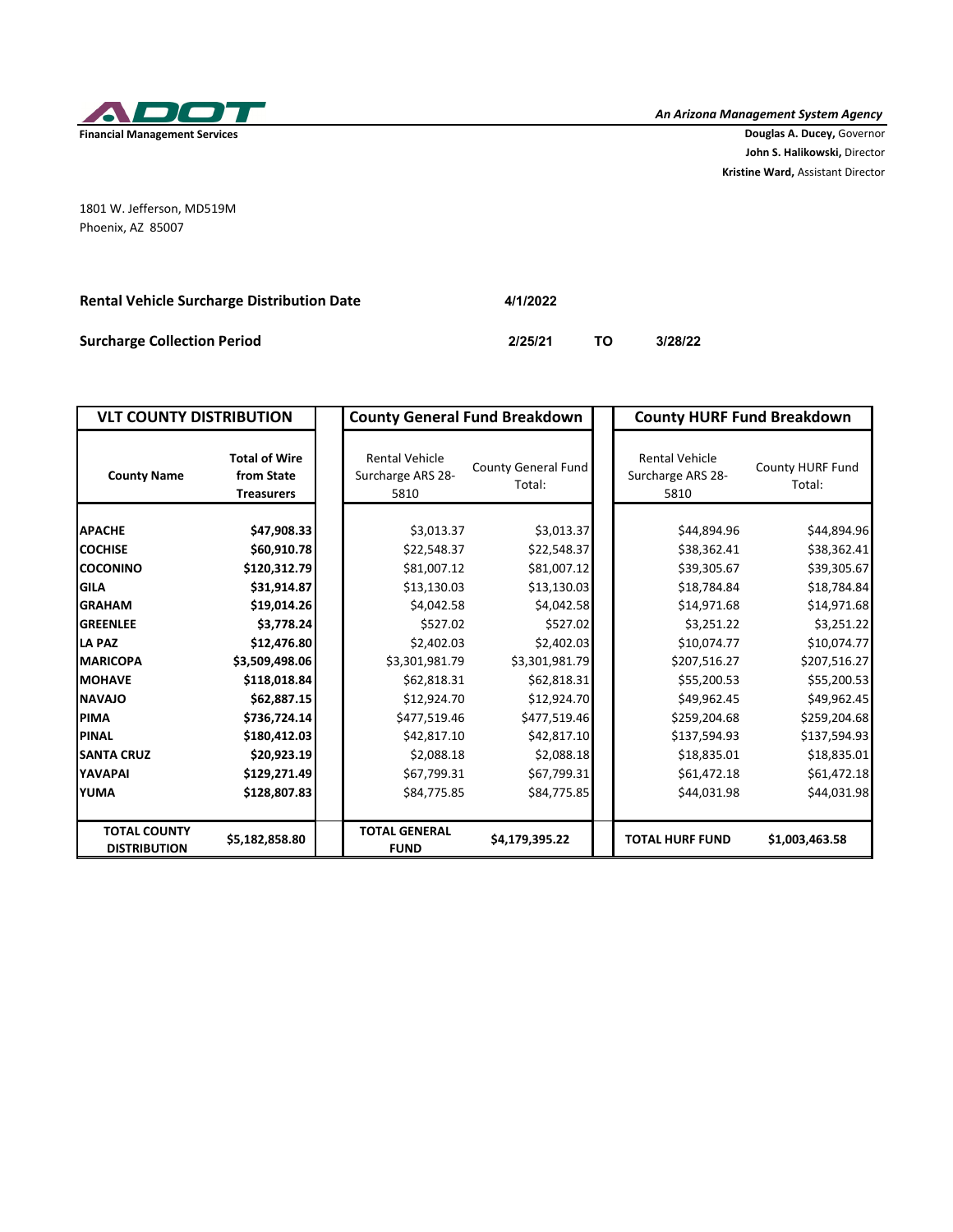ADOT

Financial Management Services

*An Arizona Management System Agency*

**Douglas A. Ducey,** Governor
**John S. Halikowski,** Director
**Kristine Ward,** Assistant Director

1801 W. Jefferson, MD519M
Phoenix, AZ 85007

**Rental Vehicle Surcharge Distribution Date** 4/1/2022

**Surcharge Collection Period** 2/25/21 TO 3/28/22

| VLT COUNTY DISTRIBUTION | | County General Fund Breakdown | | County HURF Fund Breakdown | |
|---|---|---|---|---|---|
| **County Name** | **Total of Wire from State Treasurers** | Rental Vehicle Surcharge ARS 28-5810 | County General Fund Total: | Rental Vehicle Surcharge ARS 28-5810 | County HURF Fund Total: |
| **APACHE** | **$47,908.33** | $3,013.37 | $3,013.37 | $44,894.96 | $44,894.96 |
| **COCHISE** | **$60,910.78** | $22,548.37 | $22,548.37 | $38,362.41 | $38,362.41 |
| **COCONINO** | **$120,312.79** | $81,007.12 | $81,007.12 | $39,305.67 | $39,305.67 |
| **GILA** | **$31,914.87** | $13,130.03 | $13,130.03 | $18,784.84 | $18,784.84 |
| **GRAHAM** | **$19,014.26** | $4,042.58 | $4,042.58 | $14,971.68 | $14,971.68 |
| **GREENLEE** | **$3,778.24** | $527.02 | $527.02 | $3,251.22 | $3,251.22 |
| **LA PAZ** | **$12,476.80** | $2,402.03 | $2,402.03 | $10,074.77 | $10,074.77 |
| **MARICOPA** | **$3,509,498.06** | $3,301,981.79 | $3,301,981.79 | $207,516.27 | $207,516.27 |
| **MOHAVE** | **$118,018.84** | $62,818.31 | $62,818.31 | $55,200.53 | $55,200.53 |
| **NAVAJO** | **$62,887.15** | $12,924.70 | $12,924.70 | $49,962.45 | $49,962.45 |
| **PIMA** | **$736,724.14** | $477,519.46 | $477,519.46 | $259,204.68 | $259,204.68 |
| **PINAL** | **$180,412.03** | $42,817.10 | $42,817.10 | $137,594.93 | $137,594.93 |
| **SANTA CRUZ** | **$20,923.19** | $2,088.18 | $2,088.18 | $18,835.01 | $18,835.01 |
| **YAVAPAI** | **$129,271.49** | $67,799.31 | $67,799.31 | $61,472.18 | $61,472.18 |
| **YUMA** | **$128,807.83** | $84,775.85 | $84,775.85 | $44,031.98 | $44,031.98 |
| **TOTAL COUNTY DISTRIBUTION** | **$5,182,858.80** | **TOTAL GENERAL FUND** | **$4,179,395.22** | **TOTAL HURF FUND** | **$1,003,463.58** |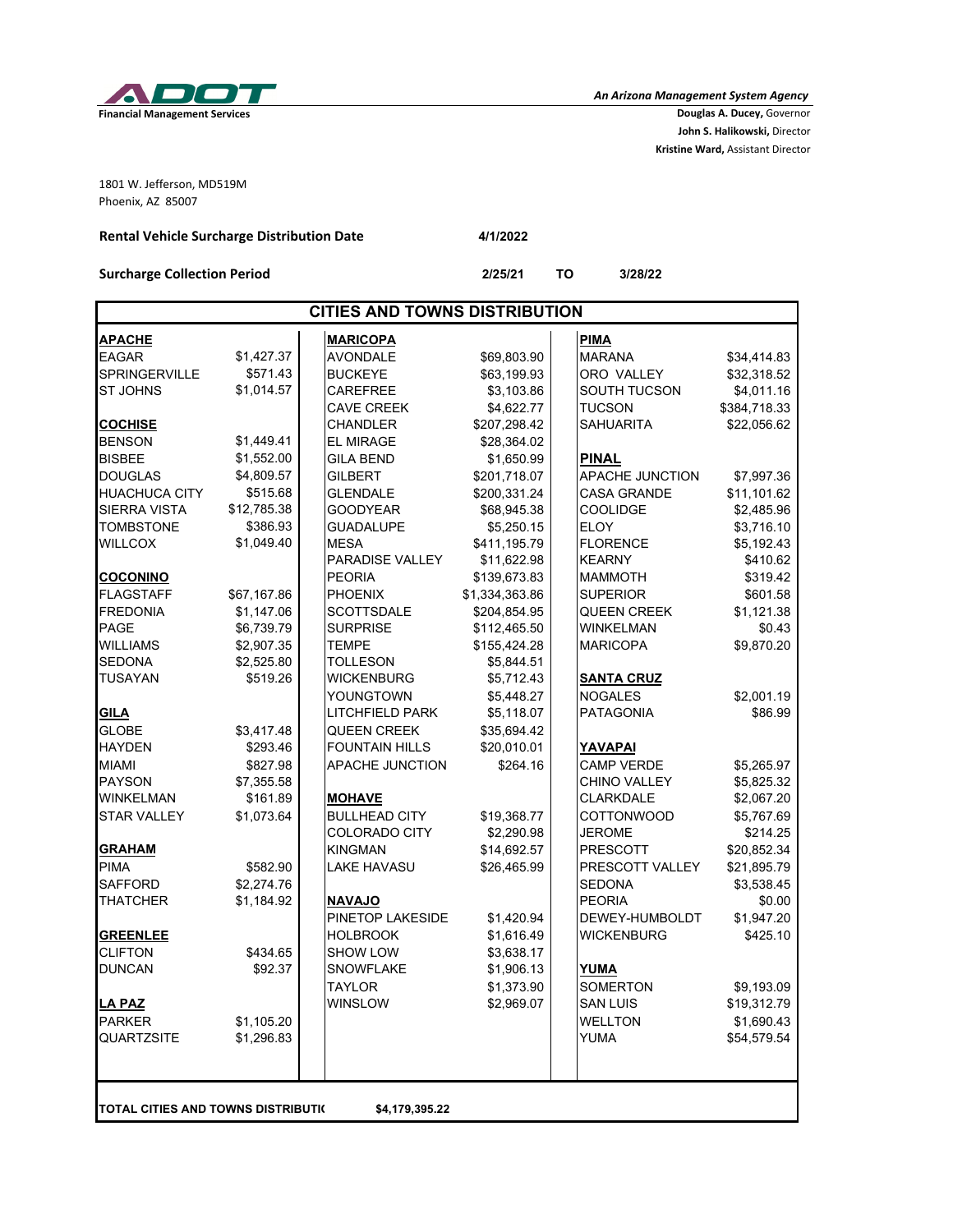**ADOT**

**Financial Management Services**

*An Arizona Management System Agency*

**Douglas A. Ducey,** Governor

**John S. Halikowski,** Director

**Kristine Ward,** Assistant Director

1801 W. Jefferson, MD519M
Phoenix, AZ 85007

**Rental Vehicle Surcharge Distribution Date** **4/1/2022**

**Surcharge Collection Period** **2/25/21 TO 3/28/22**

## CITIES AND TOWNS DISTRIBUTION

| | | | | | |
|---|---|---|---|---|---|
| **APACHE** | | **MARICOPA** | | **PIMA** | |
| EAGAR | $1,427.37 | AVONDALE | $69,803.90 | MARANA | $34,414.83 |
| SPRINGERVILLE | $571.43 | BUCKEYE | $63,199.93 | ORO VALLEY | $32,318.52 |
| ST JOHNS | $1,014.57 | CAREFREE | $3,103.86 | SOUTH TUCSON | $4,011.16 |
| | | CAVE CREEK | $4,622.77 | TUCSON | $384,718.33 |
| **COCHISE** | | CHANDLER | $207,298.42 | SAHUARITA | $22,056.62 |
| BENSON | $1,449.41 | EL MIRAGE | $28,364.02 | | |
| BISBEE | $1,552.00 | GILA BEND | $1,650.99 | **PINAL** | |
| DOUGLAS | $4,809.57 | GILBERT | $201,718.07 | APACHE JUNCTION | $7,997.36 |
| HUACHUCA CITY | $515.68 | GLENDALE | $200,331.24 | CASA GRANDE | $11,101.62 |
| SIERRA VISTA | $12,785.38 | GOODYEAR | $68,945.38 | COOLIDGE | $2,485.96 |
| TOMBSTONE | $386.93 | GUADALUPE | $5,250.15 | ELOY | $3,716.10 |
| WILLCOX | $1,049.40 | MESA | $411,195.79 | FLORENCE | $5,192.43 |
| | | PARADISE VALLEY | $11,622.98 | KEARNY | $410.62 |
| **COCONINO** | | PEORIA | $139,673.83 | MAMMOTH | $319.42 |
| FLAGSTAFF | $67,167.86 | PHOENIX | $1,334,363.86 | SUPERIOR | $601.58 |
| FREDONIA | $1,147.06 | SCOTTSDALE | $204,854.95 | QUEEN CREEK | $1,121.38 |
| PAGE | $6,739.79 | SURPRISE | $112,465.50 | WINKELMAN | $0.43 |
| WILLIAMS | $2,907.35 | TEMPE | $155,424.28 | MARICOPA | $9,870.20 |
| SEDONA | $2,525.80 | TOLLESON | $5,844.51 | | |
| TUSAYAN | $519.26 | WICKENBURG | $5,712.43 | **SANTA CRUZ** | |
| | | YOUNGTOWN | $5,448.27 | NOGALES | $2,001.19 |
| **GILA** | | LITCHFIELD PARK | $5,118.07 | PATAGONIA | $86.99 |
| GLOBE | $3,417.48 | QUEEN CREEK | $35,694.42 | | |
| HAYDEN | $293.46 | FOUNTAIN HILLS | $20,010.01 | **YAVAPAI** | |
| MIAMI | $827.98 | APACHE JUNCTION | $264.16 | CAMP VERDE | $5,265.97 |
| PAYSON | $7,355.58 | | | CHINO VALLEY | $5,825.32 |
| WINKELMAN | $161.89 | **MOHAVE** | | CLARKDALE | $2,067.20 |
| STAR VALLEY | $1,073.64 | BULLHEAD CITY | $19,368.77 | COTTONWOOD | $5,767.69 |
| | | COLORADO CITY | $2,290.98 | JEROME | $214.25 |
| **GRAHAM** | | KINGMAN | $14,692.57 | PRESCOTT | $20,852.34 |
| PIMA | $582.90 | LAKE HAVASU | $26,465.99 | PRESCOTT VALLEY | $21,895.79 |
| SAFFORD | $2,274.76 | | | SEDONA | $3,538.45 |
| THATCHER | $1,184.92 | **NAVAJO** | | PEORIA | $0.00 |
| | | PINETOP LAKESIDE | $1,420.94 | DEWEY-HUMBOLDT | $1,947.20 |
| **GREENLEE** | | HOLBROOK | $1,616.49 | WICKENBURG | $425.10 |
| CLIFTON | $434.65 | SHOW LOW | $3,638.17 | | |
| DUNCAN | $92.37 | SNOWFLAKE | $1,906.13 | **YUMA** | |
| | | TAYLOR | $1,373.90 | SOMERTON | $9,193.09 |
| **LA PAZ** | | WINSLOW | $2,969.07 | SAN LUIS | $19,312.79 |
| PARKER | $1,105.20 | | | WELLTON | $1,690.43 |
| QUARTZSITE | $1,296.83 | | | YUMA | $54,579.54 |

**TOTAL CITIES AND TOWNS DISTRIBUTI( $4,179,395.22**